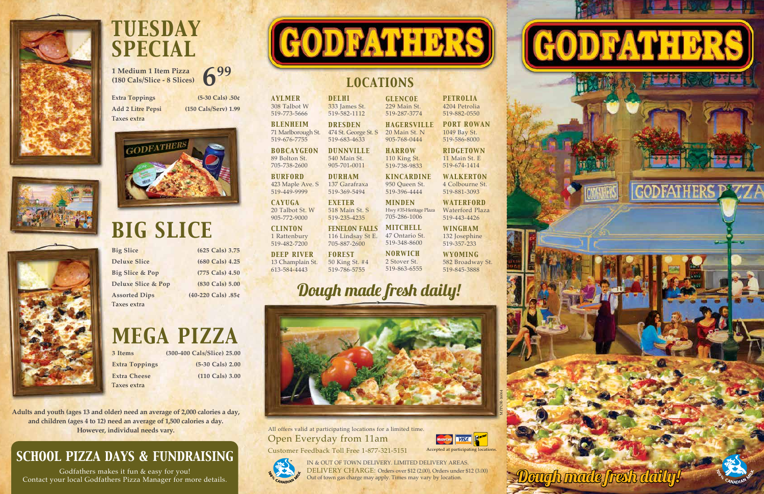# TUESDAY SPECIAL

**1 Medium 1 Item Pizza (180 Cals/Slice - 8 Slices)** 6.99

| | | |
|---|---|---|
| Extra Toppings | (5-30 Cals) | .50¢ |
| Add 2 Litre Pepsi | (150 Cals/Serv) | 1.99 |

Taxes extra

# BIG SLICE

| | | |
|---|---|---|
| Big Slice | (625 Cals) | 3.75 |
| Deluxe Slice | (680 Cals) | 4.25 |
| Big Slice & Pop | (775 Cals) | 4.50 |
| Deluxe Slice & Pop | (830 Cals) | 5.00 |
| Assorted Dips | (40-220 Cals) | .85¢ |

Taxes extra

# MEGA PIZZA

| | | |
|---|---|---|
| 3 Items | (300-400 Cals/Slice) | 25.00 |
| Extra Toppings | (5-30 Cals) | 2.00 |
| Extra Cheese | (110 Cals) | 3.00 |

Taxes extra

**Adults and youth (ages 13 and older) need an average of 2,000 calories a day, and children (ages 4 to 12) need an average of 1,500 calories a day. However, individual needs vary.**

## SCHOOL PIZZA DAYS & FUNDRAISING

Godfathers makes it fun & easy for you!
Contact your local Godfathers Pizza Manager for more details.

# GODFATHERS

## LOCATIONS

**AYLMER**
308 Talbot W
519-773-5666

**BLENHEIM**
71 Marlborough St.
519-676-7755

**BOBCAYGEON**
89 Bolton St.
705-738-2600

**BURFORD**
423 Maple Ave. S
519-449-9999

**CAYUGA**
20 Talbot St. W
905-772-9000

**CLINTON**
1 Rattenbury
519-482-7200

**DEEP RIVER**
13 Champlain St.
613-584-4443

**DELHI**
333 James St.
519-582-1112

**DRESDEN**
474 St. George St. S
519-683-4633

**DUNNVILLE**
540 Main St.
905-701-0011

**DURHAM**
137 Garafraxa
519-369-5494

**EXETER**
518 Main St. S
519-235-4235

**FENELON FALLS**
116 Lindsay St E.
705-887-2600

**FOREST**
50 King St. #4
519-786-5755

**GLENCOE**
229 Main St.
519-287-3774

**HAGERSVILLE**
20 Main St. N
905-768-0444

**HARROW**
110 King St.
519-738-9833

**KINCARDINE**
950 Queen St.
519-396-4444

**MINDEN**
Hwy #35-Heritage Plaza
705-286-1006

**MITCHELL**
47 Ontario St.
519-348-8600

**NORWICH**
2 Stover St.
519-863-6555

**PETROLIA**
4204 Petrolia
519-882-0550

**PORT ROWAN**
1049 Bay St.
519-586-8000

**RIDGETOWN**
11 Main St. E
519-674-1414

**WALKERTON**
4 Colbourne St.
519-881-3093

**WATERFORD**
Waterford Plaza
519-443-4426

**WINGHAM**
132 Josephine
519-357-233

**WYOMING**
582 Broadway St.
519-845-3888

*Dough made fresh daily!*

All offers valid at participating locations for a limited time.

Open Everyday from 11am

Customer Feedback Toll Free 1-877-321-5151

Accepted at participating locations.

IN & OUT OF TOWN DELIVERY. LIMITED DELIVERY AREAS.
DELIVERY CHARGE: Orders over $12 (2.00), Orders under $12 (3.00)
Out of town gas charge may apply. Times may vary by location.

MPPOR-3604

# GODFATHERS

*Dough made fresh daily!*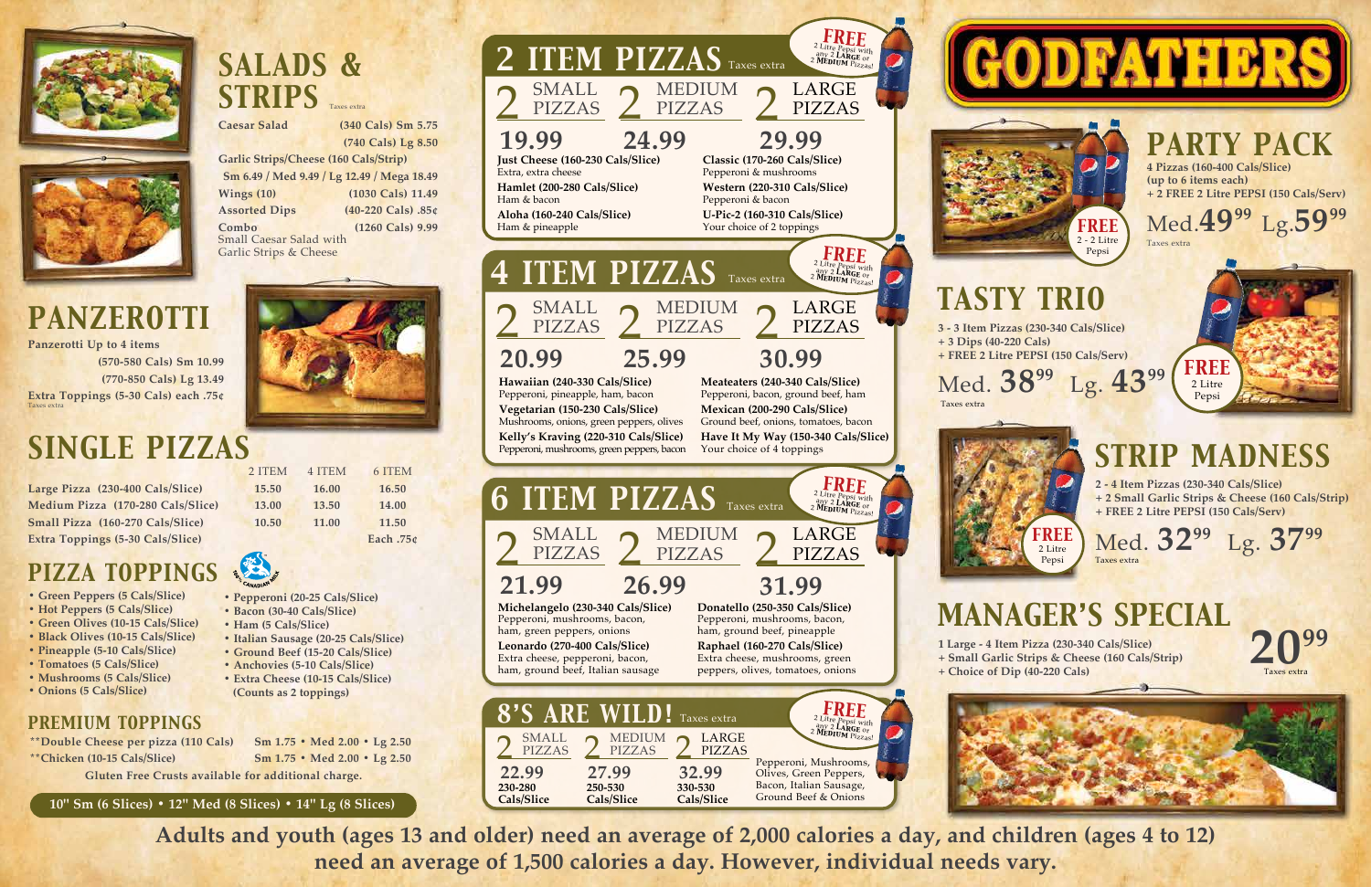# GODFATHERS

## SALADS & STRIPS

Taxes extra

**Caesar Salad** (340 Cals) Sm 5.75 (740 Cals) Lg 8.50

**Garlic Strips/Cheese (160 Cals/Strip)**
Sm 6.49 / Med 9.49 / Lg 12.49 / Mega 18.49

**Wings (10)** (1030 Cals) 11.49

**Assorted Dips** (40-220 Cals) .85¢

**Combo** (1260 Cals) 9.99
Small Caesar Salad with Garlic Strips & Cheese

## PANZEROTTI

**Panzerotti Up to 4 items**
(570-580 Cals) Sm 10.99
(770-850 Cals) Lg 13.49

**Extra Toppings (5-30 Cals) each .75¢**

Taxes extra

## SINGLE PIZZAS

| | 2 ITEM | 4 ITEM | 6 ITEM |
|---|---|---|---|
| **Large Pizza (230-400 Cals/Slice)** | 15.50 | 16.00 | 16.50 |
| **Medium Pizza (170-280 Cals/Slice)** | 13.00 | 13.50 | 14.00 |
| **Small Pizza (160-270 Cals/Slice)** | 10.50 | 11.00 | 11.50 |
| **Extra Toppings (5-30 Cals/Slice)** | | | Each .75¢ |

## PIZZA TOPPINGS

100% Canadian Milk

- Green Peppers (5 Cals/Slice)
- Hot Peppers (5 Cals/Slice)
- Green Olives (10-15 Cals/Slice)
- Black Olives (10-15 Cals/Slice)
- Pineapple (5-10 Cals/Slice)
- Tomatoes (5 Cals/Slice)
- Mushrooms (5 Cals/Slice)
- Onions (5 Cals/Slice)
- Pepperoni (20-25 Cals/Slice)
- Bacon (30-40 Cals/Slice)
- Ham (5 Cals/Slice)
- Italian Sausage (20-25 Cals/Slice)
- Ground Beef (15-20 Cals/Slice)
- Anchovies (5-10 Cals/Slice)
- Extra Cheese (10-15 Cals/Slice) (Counts as 2 toppings)

### PREMIUM TOPPINGS

**Double Cheese per pizza (110 Cals) Sm 1.75 • Med 2.00 • Lg 2.50

**Chicken (10-15 Cals/Slice) Sm 1.75 • Med 2.00 • Lg 2.50

**Gluten Free Crusts available for additional charge.**

**10" Sm (6 Slices) • 12" Med (8 Slices) • 14" Lg (8 Slices)**

## 2 ITEM PIZZAS

Taxes extra

FREE 2 Litre Pepsi with any 2 LARGE or 2 MEDIUM Pizzas!

| 2 SMALL PIZZAS | 2 MEDIUM PIZZAS | 2 LARGE PIZZAS |
|---|---|---|
| 19.99 | 24.99 | 29.99 |

**Just Cheese (160-230 Cals/Slice)**
Extra, extra cheese

**Hamlet (200-280 Cals/Slice)**
Ham & bacon

**Aloha (160-240 Cals/Slice)**
Ham & pineapple

**Classic (170-260 Cals/Slice)**
Pepperoni & mushrooms

**Western (220-310 Cals/Slice)**
Pepperoni & bacon

**U-Pic-2 (160-310 Cals/Slice)**
Your choice of 2 toppings

## 4 ITEM PIZZAS

Taxes extra

FREE 2 Litre Pepsi with any 2 LARGE or 2 MEDIUM Pizzas!

| 2 SMALL PIZZAS | 2 MEDIUM PIZZAS | 2 LARGE PIZZAS |
|---|---|---|
| 20.99 | 25.99 | 30.99 |

**Hawaiian (240-330 Cals/Slice)**
Pepperoni, pineapple, ham, bacon

**Vegetarian (150-230 Cals/Slice)**
Mushrooms, onions, green peppers, olives

**Kelly's Kraving (220-310 Cals/Slice)**
Pepperoni, mushrooms, green peppers, bacon

**Meateaters (240-340 Cals/Slice)**
Pepperoni, bacon, ground beef, ham

**Mexican (200-290 Cals/Slice)**
Ground beef, onions, tomatoes, bacon

**Have It My Way (150-340 Cals/Slice)**
Your choice of 4 toppings

## 6 ITEM PIZZAS

Taxes extra

FREE 2 Litre Pepsi with any 2 LARGE or 2 MEDIUM Pizzas!

| 2 SMALL PIZZAS | 2 MEDIUM PIZZAS | 2 LARGE PIZZAS |
|---|---|---|
| 21.99 | 26.99 | 31.99 |

**Michelangelo (230-340 Cals/Slice)**
Pepperoni, mushrooms, bacon, ham, green peppers, onions

**Leonardo (270-400 Cals/Slice)**
Extra cheese, pepperoni, bacon, ham, ground beef, Italian sausage

**Donatello (250-350 Cals/Slice)**
Pepperoni, mushrooms, bacon, ham, ground beef, pineapple

**Raphael (160-270 Cals/Slice)**
Extra cheese, mushrooms, green peppers, olives, tomatoes, onions

## 8'S ARE WILD!

Taxes extra

FREE 2 Litre Pepsi with any 2 LARGE or 2 MEDIUM Pizzas!

| 2 SMALL PIZZAS | 2 MEDIUM PIZZAS | 2 LARGE PIZZAS |
|---|---|---|
| 22.99 | 27.99 | 32.99 |
| 230-280 Cals/Slice | 250-530 Cals/Slice | 330-530 Cals/Slice |

Pepperoni, Mushrooms, Olives, Green Peppers, Bacon, Italian Sausage, Ground Beef & Onions

## PARTY PACK

**4 Pizzas (160-400 Cals/Slice)**
**(up to 6 items each)**
**+ 2 FREE 2 Litre PEPSI (150 Cals/Serv)**

Med. 49.99 Lg. 59.99

Taxes extra

FREE 2 - 2 Litre Pepsi

## TASTY TRIO

**3 - 3 Item Pizzas (230-340 Cals/Slice)**
**+ 3 Dips (40-220 Cals)**
**+ FREE 2 Litre PEPSI (150 Cals/Serv)**

Med. 38.99 Lg. 43.99

Taxes extra

FREE 2 Litre Pepsi

## STRIP MADNESS

**2 - 4 Item Pizzas (230-340 Cals/Slice)**
**+ 2 Small Garlic Strips & Cheese (160 Cals/Strip)**
**+ FREE 2 Litre PEPSI (150 Cals/Serv)**

Med. 32.99 Lg. 37.99

Taxes extra

FREE 2 Litre Pepsi

## MANAGER'S SPECIAL

**1 Large - 4 Item Pizza (230-340 Cals/Slice)**
**+ Small Garlic Strips & Cheese (160 Cals/Strip)**
**+ Choice of Dip (40-220 Cals)**

20.99

Taxes extra

**Adults and youth (ages 13 and older) need an average of 2,000 calories a day, and children (ages 4 to 12) need an average of 1,500 calories a day. However, individual needs vary.**